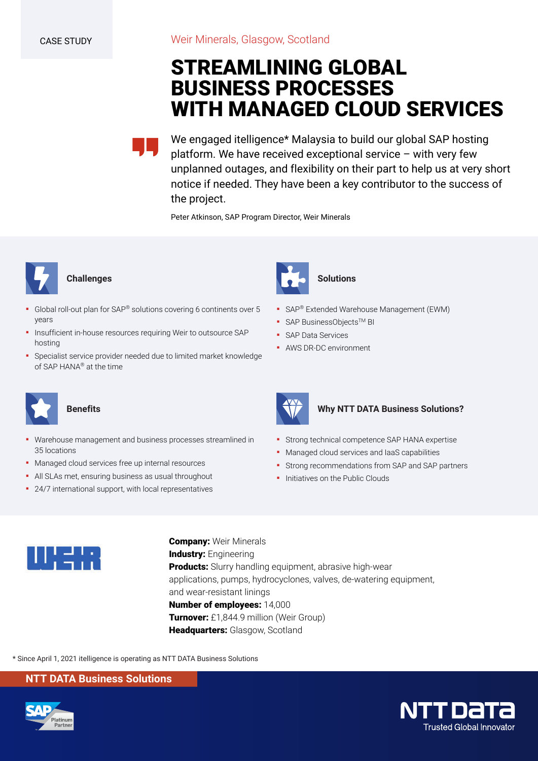CASE STUDY

Weir Minerals, Glasgow, Scotland

# STREAMLINING GLOBAL BUSINESS PROCESSES WITH MANAGED CLOUD SERVICES

> We engaged itelligence* Malaysia to build our global SAP hosting platform. We have received exceptional service – with very few unplanned outages, and flexibility on their part to help us at very short notice if needed. They have been a key contributor to the success of the project.

Peter Atkinson, SAP Program Director, Weir Minerals

### Challenges

- Global roll-out plan for SAP® solutions covering 6 continents over 5 years
- Insufficient in-house resources requiring Weir to outsource SAP hosting
- Specialist service provider needed due to limited market knowledge of SAP HANA® at the time

### Solutions

- SAP® Extended Warehouse Management (EWM)
- SAP BusinessObjects™ BI
- SAP Data Services
- AWS DR-DC environment

### Benefits

- Warehouse management and business processes streamlined in 35 locations
- Managed cloud services free up internal resources
- All SLAs met, ensuring business as usual throughout
- 24/7 international support, with local representatives

### Why NTT DATA Business Solutions?

- Strong technical competence SAP HANA expertise
- Managed cloud services and IaaS capabilities
- Strong recommendations from SAP and SAP partners
- Initiatives on the Public Clouds

WEIR

**Company:** Weir Minerals
**Industry:** Engineering
**Products:** Slurry handling equipment, abrasive high-wear applications, pumps, hydrocyclones, valves, de-watering equipment, and wear-resistant linings
**Number of employees:** 14,000
**Turnover:** £1,844.9 million (Weir Group)
**Headquarters:** Glasgow, Scotland

* Since April 1, 2021 itelligence is operating as NTT DATA Business Solutions

NTT DATA Business Solutions

SAP Platinum Partner

NTT DATA Trusted Global Innovator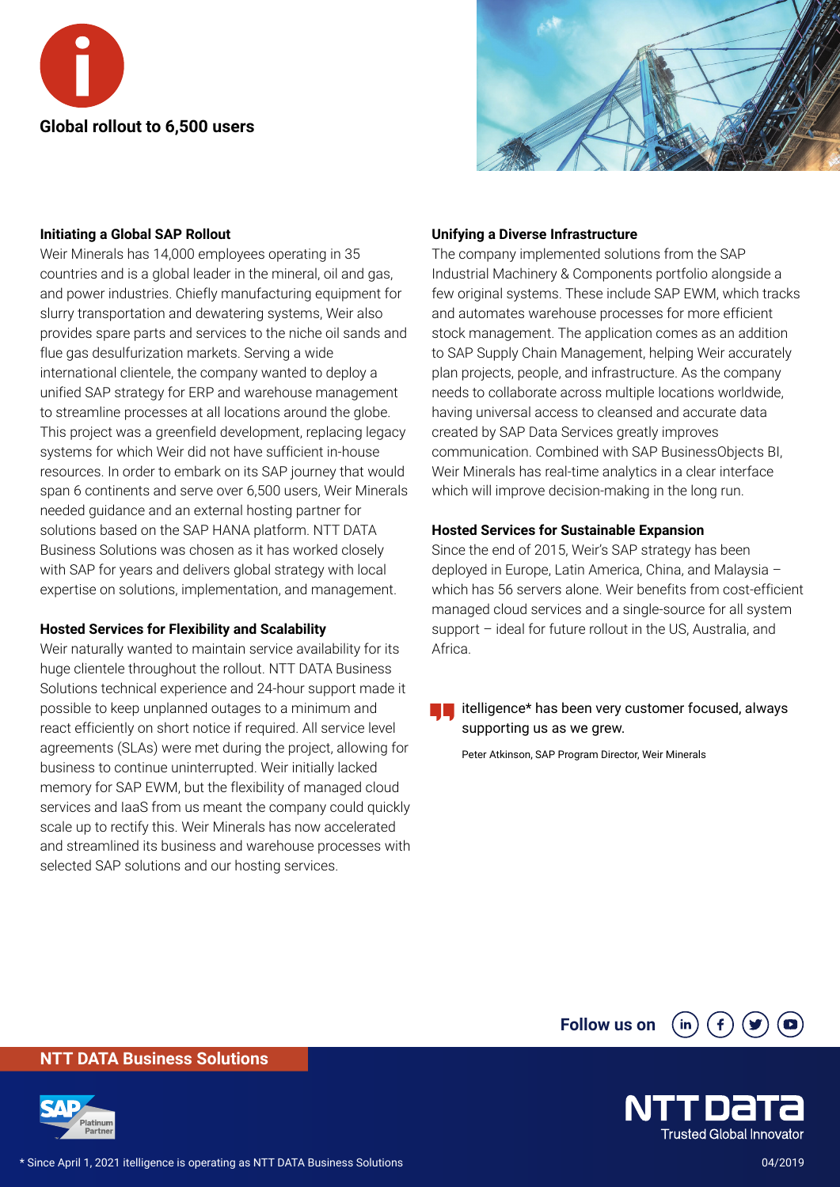**Global rollout to 6,500 users**

### Initiating a Global SAP Rollout

Weir Minerals has 14,000 employees operating in 35 countries and is a global leader in the mineral, oil and gas, and power industries. Chiefly manufacturing equipment for slurry transportation and dewatering systems, Weir also provides spare parts and services to the niche oil sands and flue gas desulfurization markets. Serving a wide international clientele, the company wanted to deploy a unified SAP strategy for ERP and warehouse management to streamline processes at all locations around the globe. This project was a greenfield development, replacing legacy systems for which Weir did not have sufficient in-house resources. In order to embark on its SAP journey that would span 6 continents and serve over 6,500 users, Weir Minerals needed guidance and an external hosting partner for solutions based on the SAP HANA platform. NTT DATA Business Solutions was chosen as it has worked closely with SAP for years and delivers global strategy with local expertise on solutions, implementation, and management.

### Hosted Services for Flexibility and Scalability

Weir naturally wanted to maintain service availability for its huge clientele throughout the rollout. NTT DATA Business Solutions technical experience and 24-hour support made it possible to keep unplanned outages to a minimum and react efficiently on short notice if required. All service level agreements (SLAs) were met during the project, allowing for business to continue uninterrupted. Weir initially lacked memory for SAP EWM, but the flexibility of managed cloud services and IaaS from us meant the company could quickly scale up to rectify this. Weir Minerals has now accelerated and streamlined its business and warehouse processes with selected SAP solutions and our hosting services.

### Unifying a Diverse Infrastructure

The company implemented solutions from the SAP Industrial Machinery & Components portfolio alongside a few original systems. These include SAP EWM, which tracks and automates warehouse processes for more efficient stock management. The application comes as an addition to SAP Supply Chain Management, helping Weir accurately plan projects, people, and infrastructure. As the company needs to collaborate across multiple locations worldwide, having universal access to cleansed and accurate data created by SAP Data Services greatly improves communication. Combined with SAP BusinessObjects BI, Weir Minerals has real-time analytics in a clear interface which will improve decision-making in the long run.

### Hosted Services for Sustainable Expansion

Since the end of 2015, Weir's SAP strategy has been deployed in Europe, Latin America, China, and Malaysia – which has 56 servers alone. Weir benefits from cost-efficient managed cloud services and a single-source for all system support – ideal for future rollout in the US, Australia, and Africa.

> itelligence* has been very customer focused, always supporting us as we grew.
>
> Peter Atkinson, SAP Program Director, Weir Minerals

Follow us on

**NTT DATA Business Solutions**

SAP Platinum Partner

NTT DATA Trusted Global Innovator

* Since April 1, 2021 itelligence is operating as NTT DATA Business Solutions

04/2019